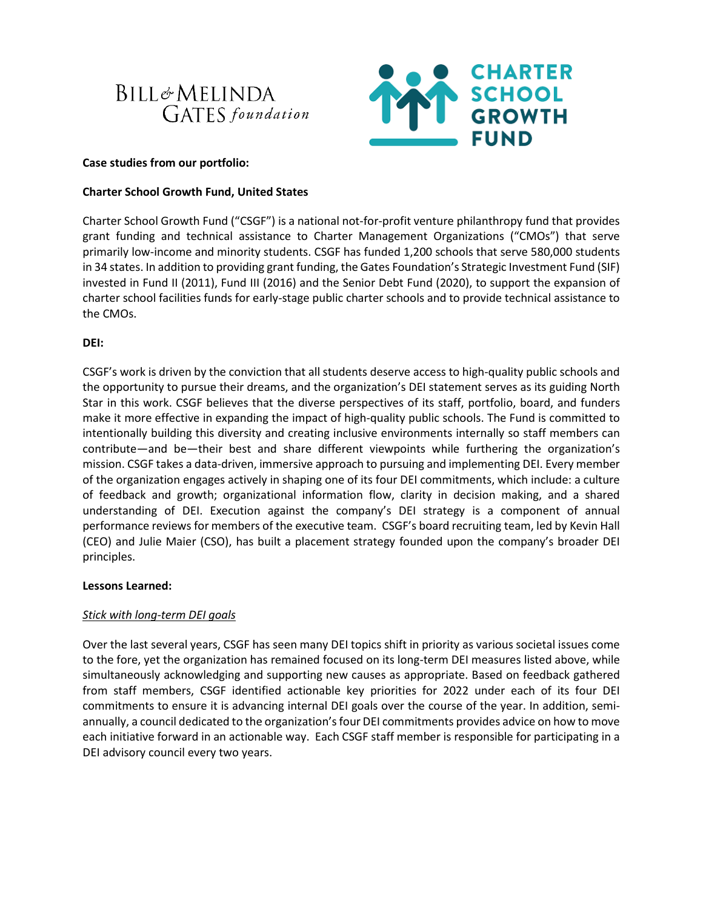**Case studies from our portfolio:**

**Charter School Growth Fund, United States**

Charter School Growth Fund ("CSGF") is a national not-for-profit venture philanthropy fund that provides grant funding and technical assistance to Charter Management Organizations ("CMOs") that serve primarily low-income and minority students. CSGF has funded 1,200 schools that serve 580,000 students in 34 states. In addition to providing grant funding, the Gates Foundation's Strategic Investment Fund (SIF) invested in Fund II (2011), Fund III (2016) and the Senior Debt Fund (2020), to support the expansion of charter school facilities funds for early-stage public charter schools and to provide technical assistance to the CMOs.

**DEI:**

CSGF's work is driven by the conviction that all students deserve access to high-quality public schools and the opportunity to pursue their dreams, and the organization's DEI statement serves as its guiding North Star in this work. CSGF believes that the diverse perspectives of its staff, portfolio, board, and funders make it more effective in expanding the impact of high-quality public schools. The Fund is committed to intentionally building this diversity and creating inclusive environments internally so staff members can contribute—and be—their best and share different viewpoints while furthering the organization's mission. CSGF takes a data-driven, immersive approach to pursuing and implementing DEI. Every member of the organization engages actively in shaping one of its four DEI commitments, which include: a culture of feedback and growth; organizational information flow, clarity in decision making, and a shared understanding of DEI. Execution against the company's DEI strategy is a component of annual performance reviews for members of the executive team. CSGF's board recruiting team, led by Kevin Hall (CEO) and Julie Maier (CSO), has built a placement strategy founded upon the company's broader DEI principles.

**Lessons Learned:**

*Stick with long-term DEI goals*

Over the last several years, CSGF has seen many DEI topics shift in priority as various societal issues come to the fore, yet the organization has remained focused on its long-term DEI measures listed above, while simultaneously acknowledging and supporting new causes as appropriate. Based on feedback gathered from staff members, CSGF identified actionable key priorities for 2022 under each of its four DEI commitments to ensure it is advancing internal DEI goals over the course of the year. In addition, semi-annually, a council dedicated to the organization's four DEI commitments provides advice on how to move each initiative forward in an actionable way. Each CSGF staff member is responsible for participating in a DEI advisory council every two years.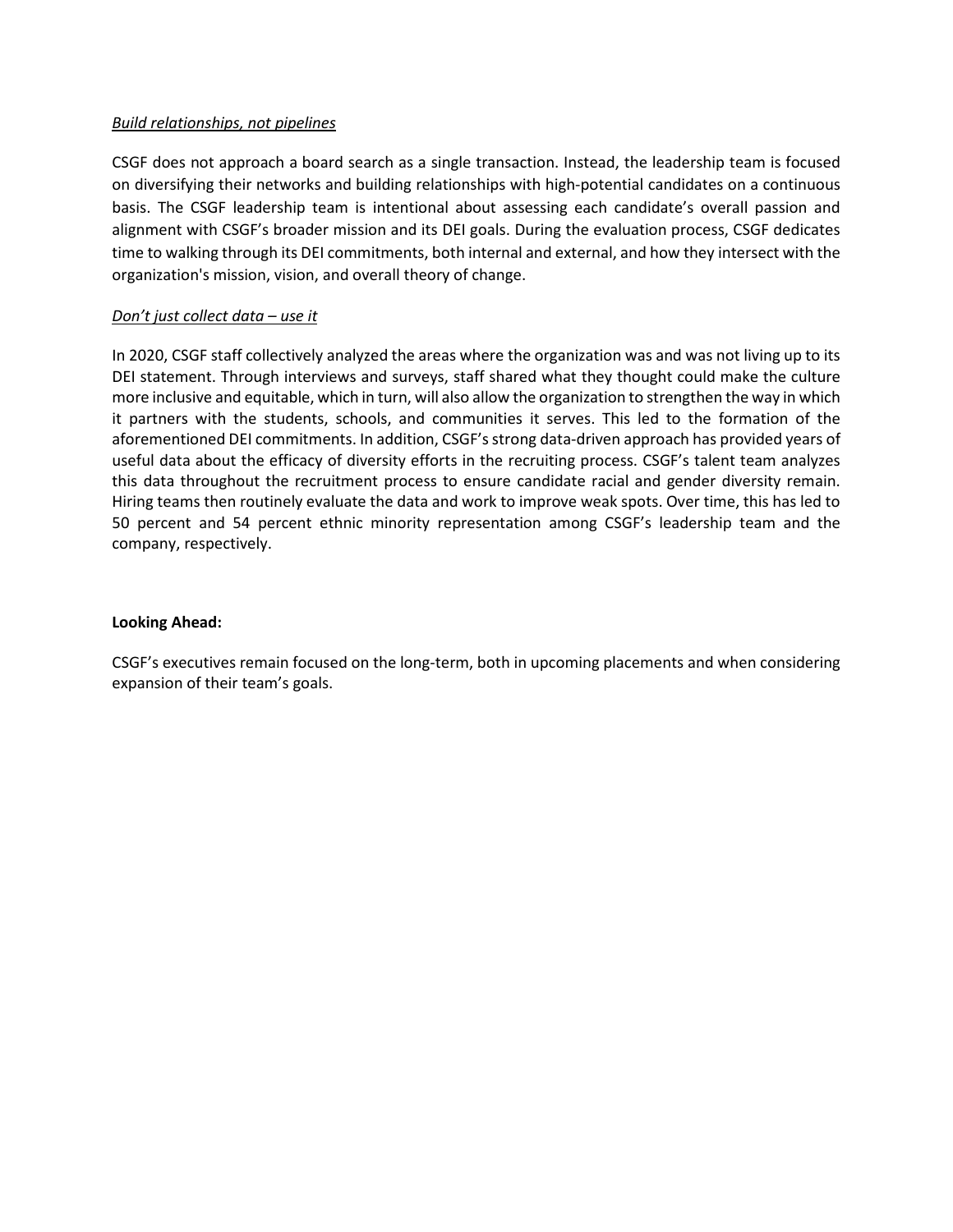*<u>Build relationships, not pipelines</u>*

CSGF does not approach a board search as a single transaction. Instead, the leadership team is focused on diversifying their networks and building relationships with high-potential candidates on a continuous basis. The CSGF leadership team is intentional about assessing each candidate's overall passion and alignment with CSGF's broader mission and its DEI goals. During the evaluation process, CSGF dedicates time to walking through its DEI commitments, both internal and external, and how they intersect with the organization's mission, vision, and overall theory of change.

*<u>Don't just collect data – use it</u>*

In 2020, CSGF staff collectively analyzed the areas where the organization was and was not living up to its DEI statement. Through interviews and surveys, staff shared what they thought could make the culture more inclusive and equitable, which in turn, will also allow the organization to strengthen the way in which it partners with the students, schools, and communities it serves. This led to the formation of the aforementioned DEI commitments. In addition, CSGF's strong data-driven approach has provided years of useful data about the efficacy of diversity efforts in the recruiting process. CSGF's talent team analyzes this data throughout the recruitment process to ensure candidate racial and gender diversity remain. Hiring teams then routinely evaluate the data and work to improve weak spots. Over time, this has led to 50 percent and 54 percent ethnic minority representation among CSGF's leadership team and the company, respectively.

**Looking Ahead:**

CSGF's executives remain focused on the long-term, both in upcoming placements and when considering expansion of their team's goals.